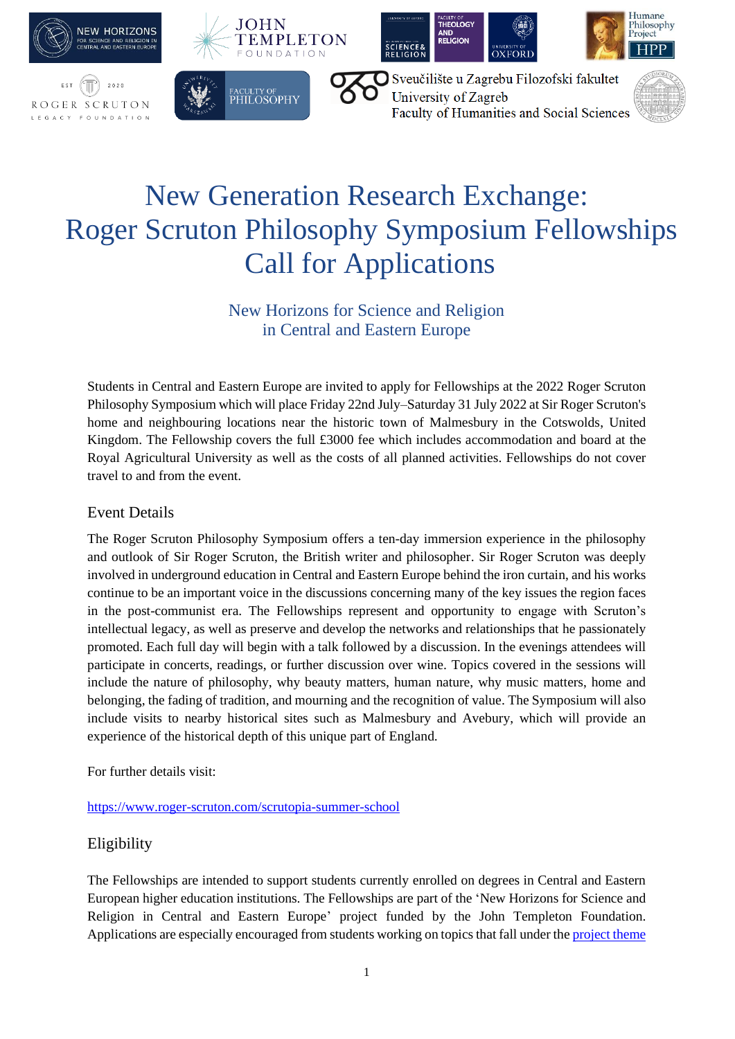# New Generation Research Exchange: Roger Scruton Philosophy Symposium Fellowships Call for Applications

## New Horizons for Science and Religion in Central and Eastern Europe

Students in Central and Eastern Europe are invited to apply for Fellowships at the 2022 Roger Scruton Philosophy Symposium which will place Friday 22nd July–Saturday 31 July 2022 at Sir Roger Scruton's home and neighbouring locations near the historic town of Malmesbury in the Cotswolds, United Kingdom. The Fellowship covers the full £3000 fee which includes accommodation and board at the Royal Agricultural University as well as the costs of all planned activities. Fellowships do not cover travel to and from the event.

### Event Details

The Roger Scruton Philosophy Symposium offers a ten-day immersion experience in the philosophy and outlook of Sir Roger Scruton, the British writer and philosopher. Sir Roger Scruton was deeply involved in underground education in Central and Eastern Europe behind the iron curtain, and his works continue to be an important voice in the discussions concerning many of the key issues the region faces in the post-communist era. The Fellowships represent and opportunity to engage with Scruton's intellectual legacy, as well as preserve and develop the networks and relationships that he passionately promoted. Each full day will begin with a talk followed by a discussion. In the evenings attendees will participate in concerts, readings, or further discussion over wine. Topics covered in the sessions will include the nature of philosophy, why beauty matters, human nature, why music matters, home and belonging, the fading of tradition, and mourning and the recognition of value. The Symposium will also include visits to nearby historical sites such as Malmesbury and Avebury, which will provide an experience of the historical depth of this unique part of England.

For further details visit:

[https://www.roger-scruton.com/scrutopia-summer-school](https://www.roger-scruton.com/scrutopia-summer-school)

### Eligibility

The Fellowships are intended to support students currently enrolled on degrees in Central and Eastern European higher education institutions. The Fellowships are part of the 'New Horizons for Science and Religion in Central and Eastern Europe' project funded by the John Templeton Foundation. Applications are especially encouraged from students working on topics that fall under the project theme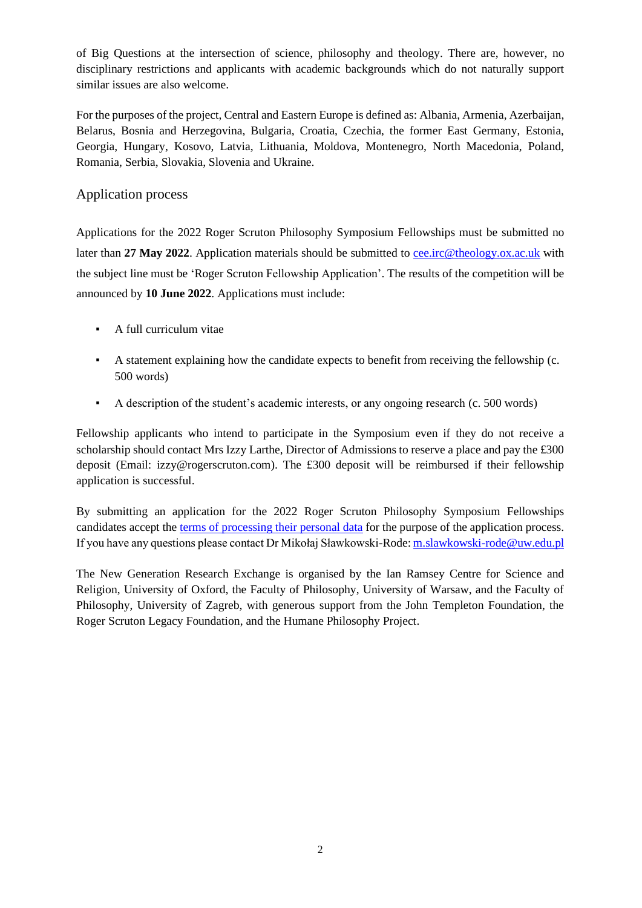of Big Questions at the intersection of science, philosophy and theology. There are, however, no disciplinary restrictions and applicants with academic backgrounds which do not naturally support similar issues are also welcome.

For the purposes of the project, Central and Eastern Europe is defined as: Albania, Armenia, Azerbaijan, Belarus, Bosnia and Herzegovina, Bulgaria, Croatia, Czechia, the former East Germany, Estonia, Georgia, Hungary, Kosovo, Latvia, Lithuania, Moldova, Montenegro, North Macedonia, Poland, Romania, Serbia, Slovakia, Slovenia and Ukraine.

## Application process

Applications for the 2022 Roger Scruton Philosophy Symposium Fellowships must be submitted no later than **27 May 2022**. Application materials should be submitted to cee.irc@theology.ox.ac.uk with the subject line must be 'Roger Scruton Fellowship Application'. The results of the competition will be announced by **10 June 2022**. Applications must include:

- A full curriculum vitae
- A statement explaining how the candidate expects to benefit from receiving the fellowship (c. 500 words)
- A description of the student's academic interests, or any ongoing research (c. 500 words)

Fellowship applicants who intend to participate in the Symposium even if they do not receive a scholarship should contact Mrs Izzy Larthe, Director of Admissions to reserve a place and pay the £300 deposit (Email: izzy@rogerscruton.com). The £300 deposit will be reimbursed if their fellowship application is successful.

By submitting an application for the 2022 Roger Scruton Philosophy Symposium Fellowships candidates accept the terms of processing their personal data for the purpose of the application process. If you have any questions please contact Dr Mikołaj Sławkowski-Rode: m.slawkowski-rode@uw.edu.pl

The New Generation Research Exchange is organised by the Ian Ramsey Centre for Science and Religion, University of Oxford, the Faculty of Philosophy, University of Warsaw, and the Faculty of Philosophy, University of Zagreb, with generous support from the John Templeton Foundation, the Roger Scruton Legacy Foundation, and the Humane Philosophy Project.